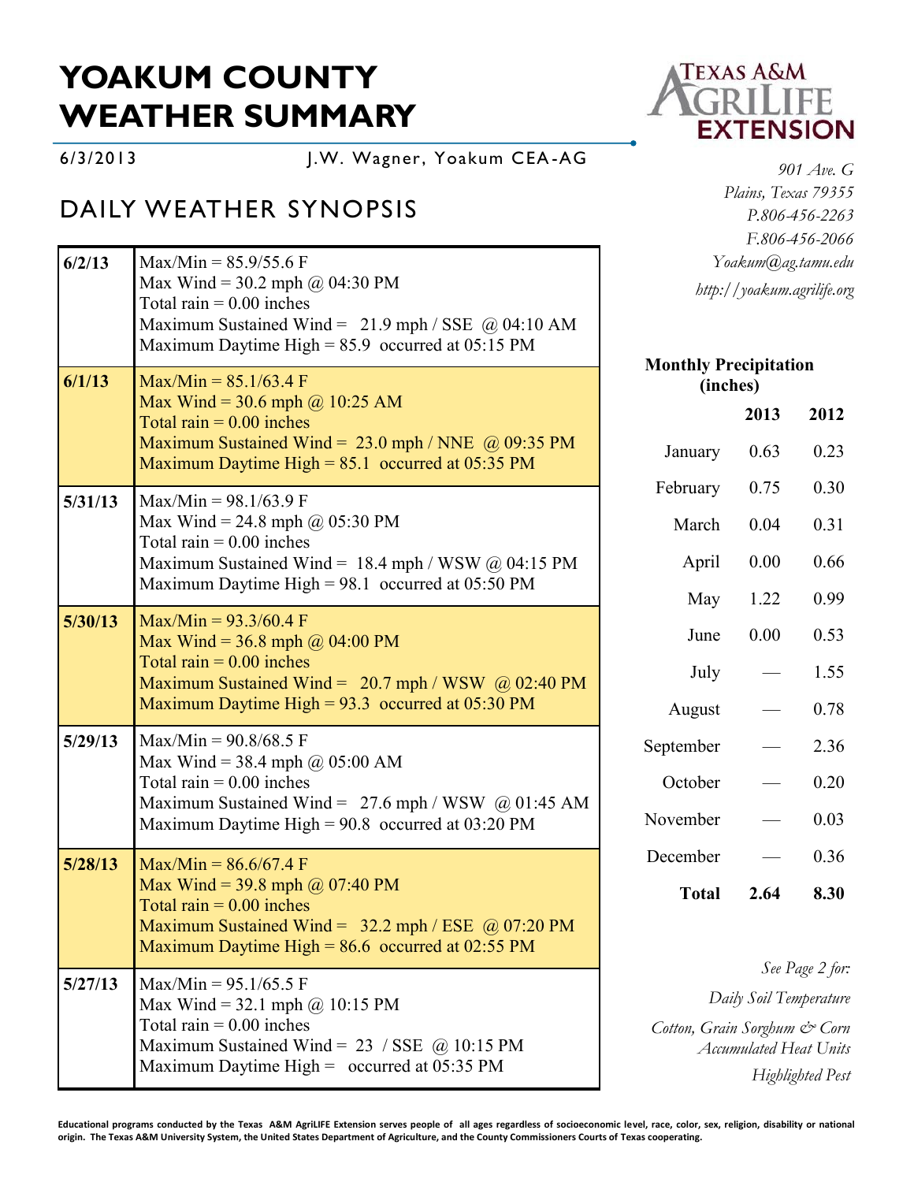# YOAKUM COUNTY WEATHER SUMMARY

6/3/2013 J.W. Wagner, Yoakum CEA-AG

*901 Ave. G*
*Plains, Texas 79355*
*P.806-456-2263*
*F.806-456-2066*
*Yoakum@ag.tamu.edu*
*http://yoakum.agrilife.org*

## DAILY WEATHER SYNOPSIS

| Date | Summary |
|---|---|
| **6/2/13** | Max/Min = 85.9/55.6 F<br>Max Wind = 30.2 mph @ 04:30 PM<br>Total rain = 0.00 inches<br>Maximum Sustained Wind = 21.9 mph / SSE @ 04:10 AM<br>Maximum Daytime High = 85.9 occurred at 05:15 PM |
| **6/1/13** | Max/Min = 85.1/63.4 F<br>Max Wind = 30.6 mph @ 10:25 AM<br>Total rain = 0.00 inches<br>Maximum Sustained Wind = 23.0 mph / NNE @ 09:35 PM<br>Maximum Daytime High = 85.1 occurred at 05:35 PM |
| **5/31/13** | Max/Min = 98.1/63.9 F<br>Max Wind = 24.8 mph @ 05:30 PM<br>Total rain = 0.00 inches<br>Maximum Sustained Wind = 18.4 mph / WSW @ 04:15 PM<br>Maximum Daytime High = 98.1 occurred at 05:50 PM |
| **5/30/13** | Max/Min = 93.3/60.4 F<br>Max Wind = 36.8 mph @ 04:00 PM<br>Total rain = 0.00 inches<br>Maximum Sustained Wind = 20.7 mph / WSW @ 02:40 PM<br>Maximum Daytime High = 93.3 occurred at 05:30 PM |
| **5/29/13** | Max/Min = 90.8/68.5 F<br>Max Wind = 38.4 mph @ 05:00 AM<br>Total rain = 0.00 inches<br>Maximum Sustained Wind = 27.6 mph / WSW @ 01:45 AM<br>Maximum Daytime High = 90.8 occurred at 03:20 PM |
| **5/28/13** | Max/Min = 86.6/67.4 F<br>Max Wind = 39.8 mph @ 07:40 PM<br>Total rain = 0.00 inches<br>Maximum Sustained Wind = 32.2 mph / ESE @ 07:20 PM<br>Maximum Daytime High = 86.6 occurred at 02:55 PM |
| **5/27/13** | Max/Min = 95.1/65.5 F<br>Max Wind = 32.1 mph @ 10:15 PM<br>Total rain = 0.00 inches<br>Maximum Sustained Wind = 23 / SSE @ 10:15 PM<br>Maximum Daytime High = occurred at 05:35 PM |

**Monthly Precipitation (inches)**

| | **2013** | **2012** |
|---|---|---|
| January | 0.63 | 0.23 |
| February | 0.75 | 0.30 |
| March | 0.04 | 0.31 |
| April | 0.00 | 0.66 |
| May | 1.22 | 0.99 |
| June | 0.00 | 0.53 |
| July | — | 1.55 |
| August | — | 0.78 |
| September | — | 2.36 |
| October | — | 0.20 |
| November | — | 0.03 |
| December | — | 0.36 |
| **Total** | **2.64** | **8.30** |

*See Page 2 for:*

*Daily Soil Temperature*

*Cotton, Grain Sorghum & Corn Accumulated Heat Units*

*Highlighted Pest*

**Educational programs conducted by the Texas A&M AgriLIFE Extension serves people of all ages regardless of socioeconomic level, race, color, sex, religion, disability or national origin. The Texas A&M University System, the United States Department of Agriculture, and the County Commissioners Courts of Texas cooperating.**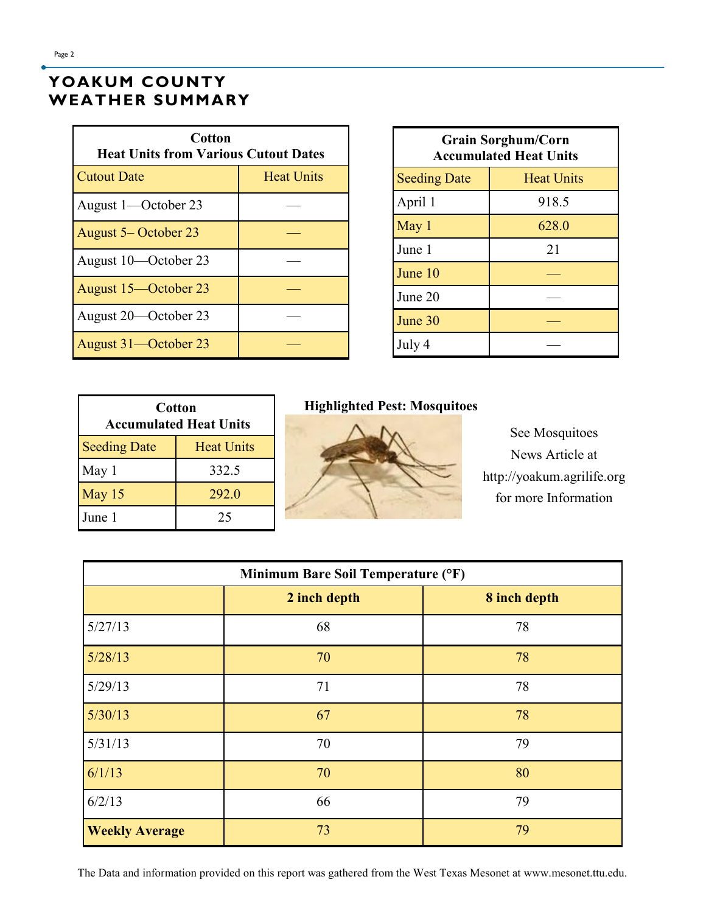# YOAKUM COUNTY WEATHER SUMMARY

| Cotton Heat Units from Various Cutout Dates | |
|---|---|
| Cutout Date | Heat Units |
| August 1—October 23 | — |
| August 5– October 23 | — |
| August 10—October 23 | — |
| August 15—October 23 | — |
| August 20—October 23 | — |
| August 31—October 23 | — |

| Grain Sorghum/Corn Accumulated Heat Units | |
|---|---|
| Seeding Date | Heat Units |
| April 1 | 918.5 |
| May 1 | 628.0 |
| June 1 | 21 |
| June 10 | — |
| June 20 | — |
| June 30 | — |
| July 4 | — |

| Cotton Accumulated Heat Units | |
|---|---|
| Seeding Date | Heat Units |
| May 1 | 332.5 |
| May 15 | 292.0 |
| June 1 | 25 |

**Highlighted Pest: Mosquitoes**

See Mosquitoes News Article at http://yoakum.agrilife.org for more Information

| Minimum Bare Soil Temperature (°F) | | |
|---|---|---|
| | **2 inch depth** | **8 inch depth** |
| 5/27/13 | 68 | 78 |
| 5/28/13 | 70 | 78 |
| 5/29/13 | 71 | 78 |
| 5/30/13 | 67 | 78 |
| 5/31/13 | 70 | 79 |
| 6/1/13 | 70 | 80 |
| 6/2/13 | 66 | 79 |
| **Weekly Average** | 73 | 79 |

The Data and information provided on this report was gathered from the West Texas Mesonet at www.mesonet.ttu.edu.